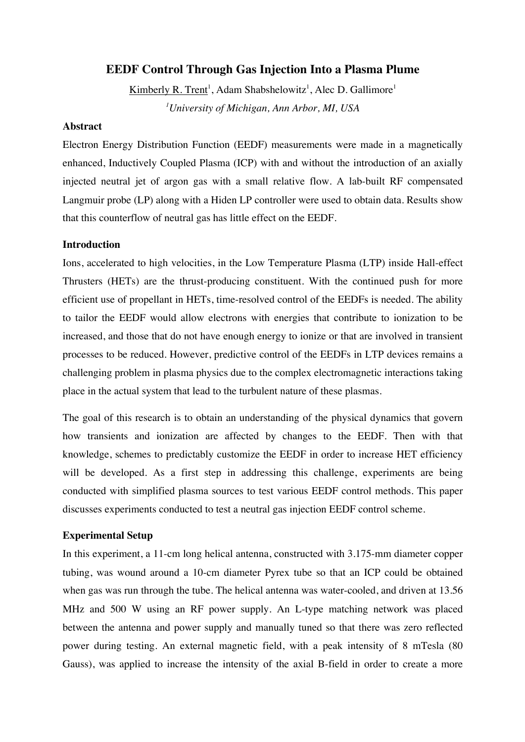# EEDF Control Through Gas Injection Into a Plasma Plume

Kimberly R. Trent[1], Adam Shabshelowitz[1], Alec D. Gallimore[1]

[1]*University of Michigan, Ann Arbor, MI, USA*

## Abstract

Electron Energy Distribution Function (EEDF) measurements were made in a magnetically enhanced, Inductively Coupled Plasma (ICP) with and without the introduction of an axially injected neutral jet of argon gas with a small relative flow. A lab-built RF compensated Langmuir probe (LP) along with a Hiden LP controller were used to obtain data. Results show that this counterflow of neutral gas has little effect on the EEDF.

## Introduction

Ions, accelerated to high velocities, in the Low Temperature Plasma (LTP) inside Hall-effect Thrusters (HETs) are the thrust-producing constituent. With the continued push for more efficient use of propellant in HETs, time-resolved control of the EEDFs is needed. The ability to tailor the EEDF would allow electrons with energies that contribute to ionization to be increased, and those that do not have enough energy to ionize or that are involved in transient processes to be reduced. However, predictive control of the EEDFs in LTP devices remains a challenging problem in plasma physics due to the complex electromagnetic interactions taking place in the actual system that lead to the turbulent nature of these plasmas.

The goal of this research is to obtain an understanding of the physical dynamics that govern how transients and ionization are affected by changes to the EEDF. Then with that knowledge, schemes to predictably customize the EEDF in order to increase HET efficiency will be developed. As a first step in addressing this challenge, experiments are being conducted with simplified plasma sources to test various EEDF control methods. This paper discusses experiments conducted to test a neutral gas injection EEDF control scheme.

## Experimental Setup

In this experiment, a 11-cm long helical antenna, constructed with 3.175-mm diameter copper tubing, was wound around a 10-cm diameter Pyrex tube so that an ICP could be obtained when gas was run through the tube. The helical antenna was water-cooled, and driven at 13.56 MHz and 500 W using an RF power supply. An L-type matching network was placed between the antenna and power supply and manually tuned so that there was zero reflected power during testing. An external magnetic field, with a peak intensity of 8 mTesla (80 Gauss), was applied to increase the intensity of the axial B-field in order to create a more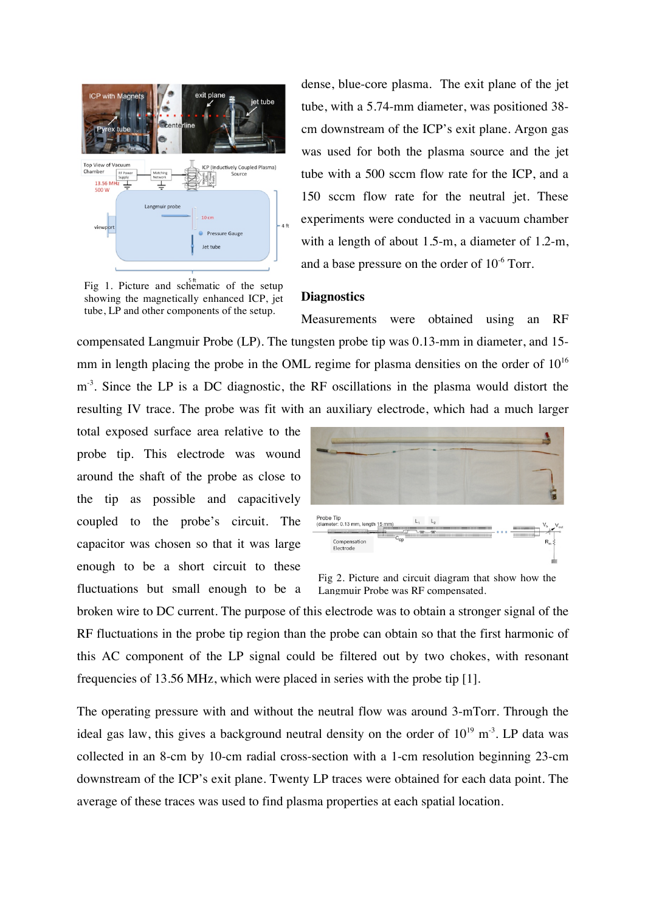Fig 1. Picture and schematic of the setup showing the magnetically enhanced ICP, jet tube, LP and other components of the setup.

dense, blue-core plasma. The exit plane of the jet tube, with a 5.74-mm diameter, was positioned 38-cm downstream of the ICP's exit plane. Argon gas was used for both the plasma source and the jet tube with a 500 sccm flow rate for the ICP, and a 150 sccm flow rate for the neutral jet. These experiments were conducted in a vacuum chamber with a length of about 1.5-m, a diameter of 1.2-m, and a base pressure on the order of $10^{-6}$ Torr.

**Diagnostics**

Measurements were obtained using an RF compensated Langmuir Probe (LP). The tungsten probe tip was 0.13-mm in diameter, and 15-mm in length placing the probe in the OML regime for plasma densities on the order of $10^{16}$ $m^{-3}$. Since the LP is a DC diagnostic, the RF oscillations in the plasma would distort the resulting IV trace. The probe was fit with an auxiliary electrode, which had a much larger total exposed surface area relative to the probe tip. This electrode was wound around the shaft of the probe as close to the tip as possible and capacitively coupled to the probe's circuit. The capacitor was chosen so that it was large enough to be a short circuit to these fluctuations but small enough to be a broken wire to DC current. The purpose of this electrode was to obtain a stronger signal of the RF fluctuations in the probe tip region than the probe can obtain so that the first harmonic of this AC component of the LP signal could be filtered out by two chokes, with resonant frequencies of 13.56 MHz, which were placed in series with the probe tip [1].

Fig 2. Picture and circuit diagram that show how the Langmuir Probe was RF compensated.

The operating pressure with and without the neutral flow was around 3-mTorr. Through the ideal gas law, this gives a background neutral density on the order of $10^{19}$ $m^{-3}$. LP data was collected in an 8-cm by 10-cm radial cross-section with a 1-cm resolution beginning 23-cm downstream of the ICP's exit plane. Twenty LP traces were obtained for each data point. The average of these traces was used to find plasma properties at each spatial location.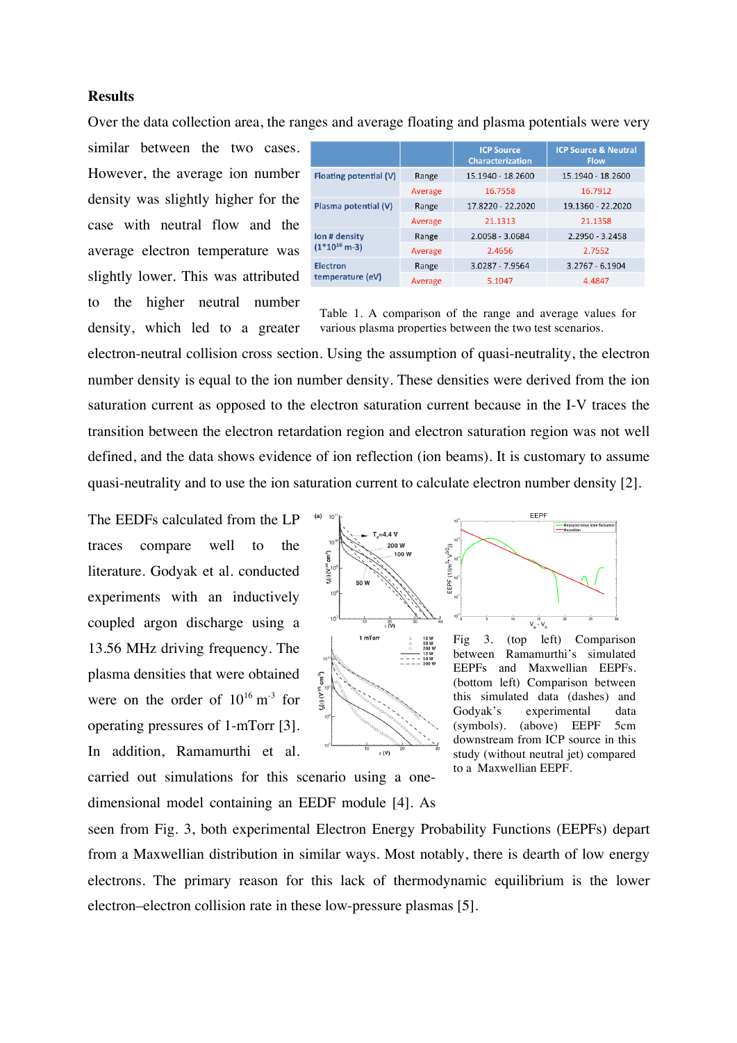## Results

Over the data collection area, the ranges and average floating and plasma potentials were very similar between the two cases. However, the average ion number density was slightly higher for the case with neutral flow and the average electron temperature was slightly lower. This was attributed to the higher neutral number density, which led to a greater electron-neutral collision cross section. Using the assumption of quasi-neutrality, the electron number density is equal to the ion number density. These densities were derived from the ion saturation current as opposed to the electron saturation current because in the I-V traces the transition between the electron retardation region and electron saturation region was not well defined, and the data shows evidence of ion reflection (ion beams). It is customary to assume quasi-neutrality and to use the ion saturation current to calculate electron number density [2].

| | | ICP Source Characterization | ICP Source & Neutral Flow |
|---|---|---|---|
| Floating potential (V) | Range | 15.1940 - 18.2600 | 15.1940 - 18.2600 |
| | Average | 16.7558 | 16.7912 |
| Plasma potential (V) | Range | 17.8220 - 22.2020 | 19.1360 - 22.2020 |
| | Average | 21.1313 | 21.1358 |
| Ion # density ($1 \times 10^{16}$ m-3) | Range | 2.0058 - 3.0684 | 2.2950 - 3.2458 |
| | Average | 2.4656 | 2.7552 |
| Electron temperature (eV) | Range | 3.0287 - 7.9564 | 3.2767 - 6.1904 |
| | Average | 5.1047 | 4.4847 |

Table 1. A comparison of the range and average values for various plasma properties between the two test scenarios.

The EEDFs calculated from the LP traces compare well to the literature. Godyak et al. conducted experiments with an inductively coupled argon discharge using a 13.56 MHz driving frequency. The plasma densities that were obtained were on the order of $10^{16}$ $m^{-3}$ for operating pressures of 1-mTorr [3]. In addition, Ramamurthi et al. carried out simulations for this scenario using a one-dimensional model containing an EEDF module [4]. As seen from Fig. 3, both experimental Electron Energy Probability Functions (EEPFs) depart from a Maxwellian distribution in similar ways. Most notably, there is dearth of low energy electrons. The primary reason for this lack of thermodynamic equilibrium is the lower electron–electron collision rate in these low-pressure plasmas [5].

Fig 3. (top left) Comparison between Ramamurthi's simulated EEPFs and Maxwellian EEPFs. (bottom left) Comparison between this simulated data (dashes) and Godyak's experimental data (symbols). (above) EEPF 5cm downstream from ICP source in this study (without neutral jet) compared to a Maxwellian EEPF.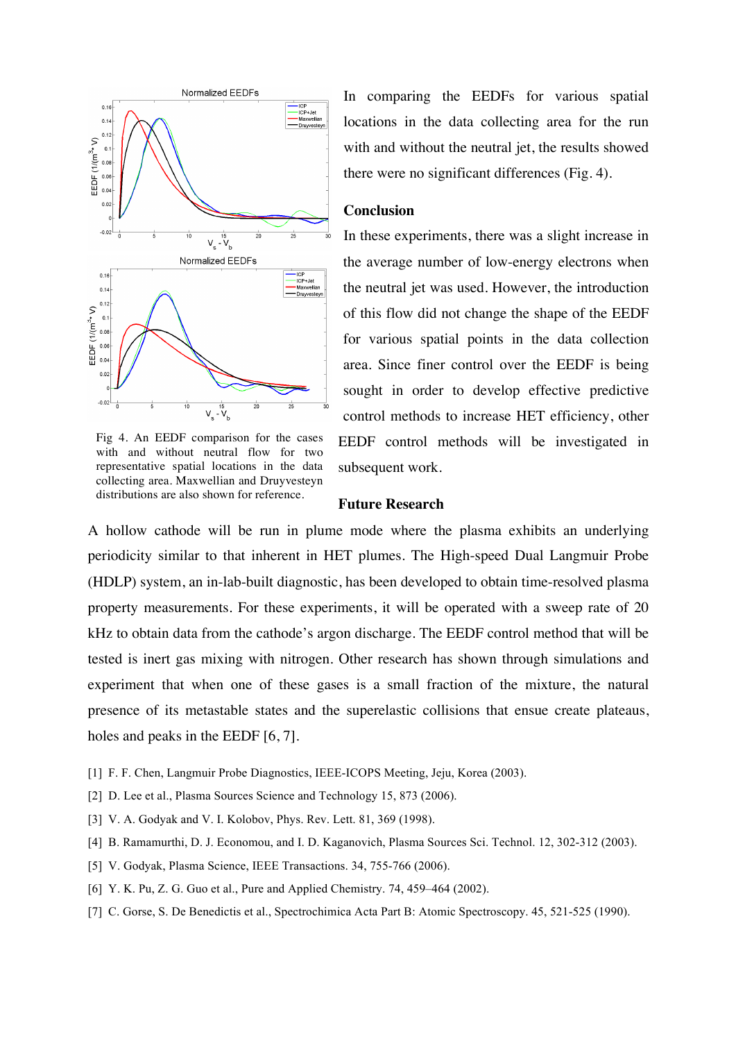Normalized EEDFs

EEDF (1/(m³* V))

0.16
0.14
0.12
0.1
0.08
0.06
0.04
0.02
0
-0.02

0 5 10 15 20 25 30

$V_s - V_b$

ICP
ICP+Jet
Maxwellian
Druyvesteyn

Normalized EEDFs

EEDF (1/(m³* V))

0.16
0.14
0.12
0.1
0.08
0.06
0.04
0.02
0
-0.02

0 5 10 15 20 25 30

$V_s - V_b$

ICP
ICP+Jet
Maxwellian
Druyvesteyn

Fig 4. An EEDF comparison for the cases with and without neutral flow for two representative spatial locations in the data collecting area. Maxwellian and Druyvesteyn distributions are also shown for reference.

In comparing the EEDFs for various spatial locations in the data collecting area for the run with and without the neutral jet, the results showed there were no significant differences (Fig. 4).

## Conclusion

In these experiments, there was a slight increase in the average number of low-energy electrons when the neutral jet was used. However, the introduction of this flow did not change the shape of the EEDF for various spatial points in the data collection area. Since finer control over the EEDF is being sought in order to develop effective predictive control methods to increase HET efficiency, other EEDF control methods will be investigated in subsequent work.

## Future Research

A hollow cathode will be run in plume mode where the plasma exhibits an underlying periodicity similar to that inherent in HET plumes. The High-speed Dual Langmuir Probe (HDLP) system, an in-lab-built diagnostic, has been developed to obtain time-resolved plasma property measurements. For these experiments, it will be operated with a sweep rate of 20 kHz to obtain data from the cathode's argon discharge. The EEDF control method that will be tested is inert gas mixing with nitrogen. Other research has shown through simulations and experiment that when one of these gases is a small fraction of the mixture, the natural presence of its metastable states and the superelastic collisions that ensue create plateaus, holes and peaks in the EEDF [6, 7].

[1] F. F. Chen, Langmuir Probe Diagnostics, IEEE-ICOPS Meeting, Jeju, Korea (2003).

[2] D. Lee et al., Plasma Sources Science and Technology 15, 873 (2006).

[3] V. A. Godyak and V. I. Kolobov, Phys. Rev. Lett. 81, 369 (1998).

[4] B. Ramamurthi, D. J. Economou, and I. D. Kaganovich, Plasma Sources Sci. Technol. 12, 302-312 (2003).

[5] V. Godyak, Plasma Science, IEEE Transactions. 34, 755-766 (2006).

[6] Y. K. Pu, Z. G. Guo et al., Pure and Applied Chemistry. 74, 459–464 (2002).

[7] C. Gorse, S. De Benedictis et al., Spectrochimica Acta Part B: Atomic Spectroscopy. 45, 521-525 (1990).